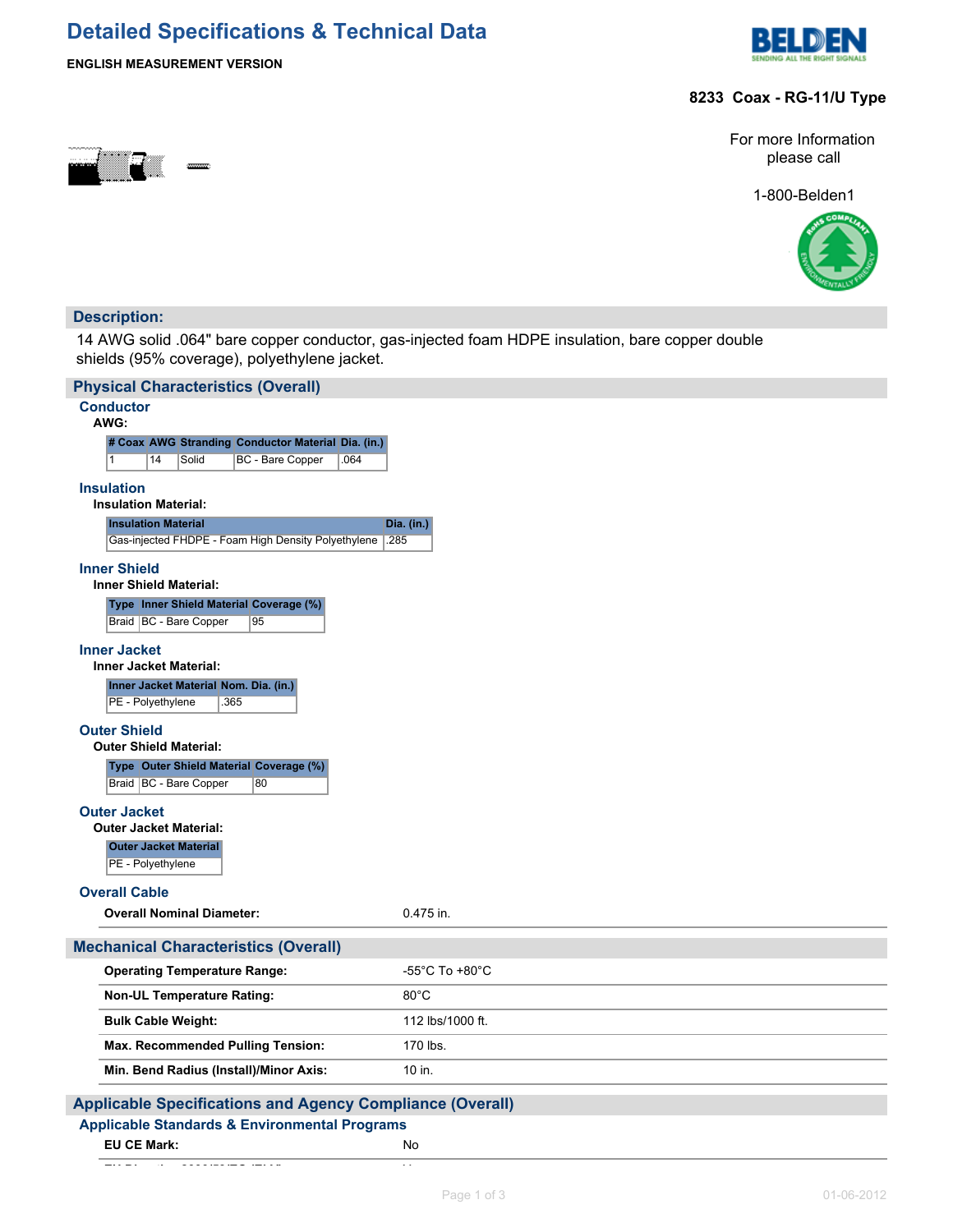# Detailed Specifications & Technical Data

**ENGLISH MEASUREMENT VERSION**

**8233 Coax - RG-11/U Type**

For more Information please call

1-800-Belden1

## Description:

14 AWG solid .064" bare copper conductor, gas-injected foam HDPE insulation, bare copper double shields (95% coverage), polyethylene jacket.

## Physical Characteristics (Overall)

### Conductor

**AWG:**

| # Coax | AWG | Stranding | Conductor Material | Dia. (in.) |
|---|---|---|---|---|
| 1 | 14 | Solid | BC - Bare Copper | .064 |

### Insulation

**Insulation Material:**

| Insulation Material | Dia. (in.) |
|---|---|
| Gas-injected FHDPE - Foam High Density Polyethylene | .285 |

### Inner Shield

**Inner Shield Material:**

| Type | Inner Shield Material | Coverage (%) |
|---|---|---|
| Braid | BC - Bare Copper | 95 |

### Inner Jacket

**Inner Jacket Material:**

| Inner Jacket Material | Nom. Dia. (in.) |
|---|---|
| PE - Polyethylene | .365 |

### Outer Shield

**Outer Shield Material:**

| Type | Outer Shield Material | Coverage (%) |
|---|---|---|
| Braid | BC - Bare Copper | 80 |

### Outer Jacket

**Outer Jacket Material:**

| Outer Jacket Material |
|---|
| PE - Polyethylene |

### Overall Cable

| | |
|---|---|
| **Overall Nominal Diameter:** | 0.475 in. |

## Mechanical Characteristics (Overall)

| | |
|---|---|
| **Operating Temperature Range:** | -55°C To +80°C |
| **Non-UL Temperature Rating:** | 80°C |
| **Bulk Cable Weight:** | 112 lbs/1000 ft. |
| **Max. Recommended Pulling Tension:** | 170 lbs. |
| **Min. Bend Radius (Install)/Minor Axis:** | 10 in. |

## Applicable Specifications and Agency Compliance (Overall)

### Applicable Standards & Environmental Programs

| | |
|---|---|
| **EU CE Mark:** | No |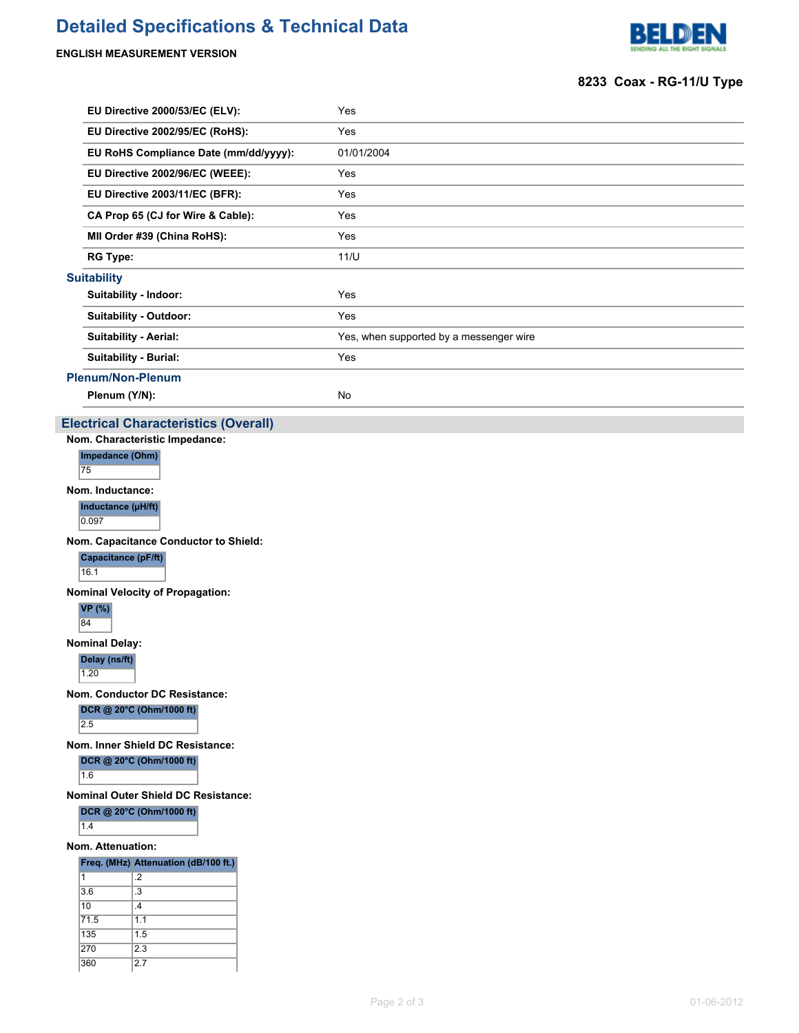# Detailed Specifications & Technical Data

**ENGLISH MEASUREMENT VERSION**

**8233 Coax - RG-11/U Type**

| | |
|---|---|
| **EU Directive 2000/53/EC (ELV):** | Yes |
| **EU Directive 2002/95/EC (RoHS):** | Yes |
| **EU RoHS Compliance Date (mm/dd/yyyy):** | 01/01/2004 |
| **EU Directive 2002/96/EC (WEEE):** | Yes |
| **EU Directive 2003/11/EC (BFR):** | Yes |
| **CA Prop 65 (CJ for Wire & Cable):** | Yes |
| **MII Order #39 (China RoHS):** | Yes |
| **RG Type:** | 11/U |

### Suitability

| | |
|---|---|
| **Suitability - Indoor:** | Yes |
| **Suitability - Outdoor:** | Yes |
| **Suitability - Aerial:** | Yes, when supported by a messenger wire |
| **Suitability - Burial:** | Yes |

### Plenum/Non-Plenum

| | |
|---|---|
| **Plenum (Y/N):** | No |

## Electrical Characteristics (Overall)

**Nom. Characteristic Impedance:**

| Impedance (Ohm) |
|---|
| 75 |

**Nom. Inductance:**

| Inductance (µH/ft) |
|---|
| 0.097 |

**Nom. Capacitance Conductor to Shield:**

| Capacitance (pF/ft) |
|---|
| 16.1 |

**Nominal Velocity of Propagation:**

| VP (%) |
|---|
| 84 |

**Nominal Delay:**

| Delay (ns/ft) |
|---|
| 1.20 |

**Nom. Conductor DC Resistance:**

| DCR @ 20°C (Ohm/1000 ft) |
|---|
| 2.5 |

**Nom. Inner Shield DC Resistance:**

| DCR @ 20°C (Ohm/1000 ft) |
|---|
| 1.6 |

**Nominal Outer Shield DC Resistance:**

| DCR @ 20°C (Ohm/1000 ft) |
|---|
| 1.4 |

**Nom. Attenuation:**

| Freq. (MHz) | Attenuation (dB/100 ft.) |
|---|---|
| 1 | .2 |
| 3.6 | .3 |
| 10 | .4 |
| 71.5 | 1.1 |
| 135 | 1.5 |
| 270 | 2.3 |
| 360 | 2.7 |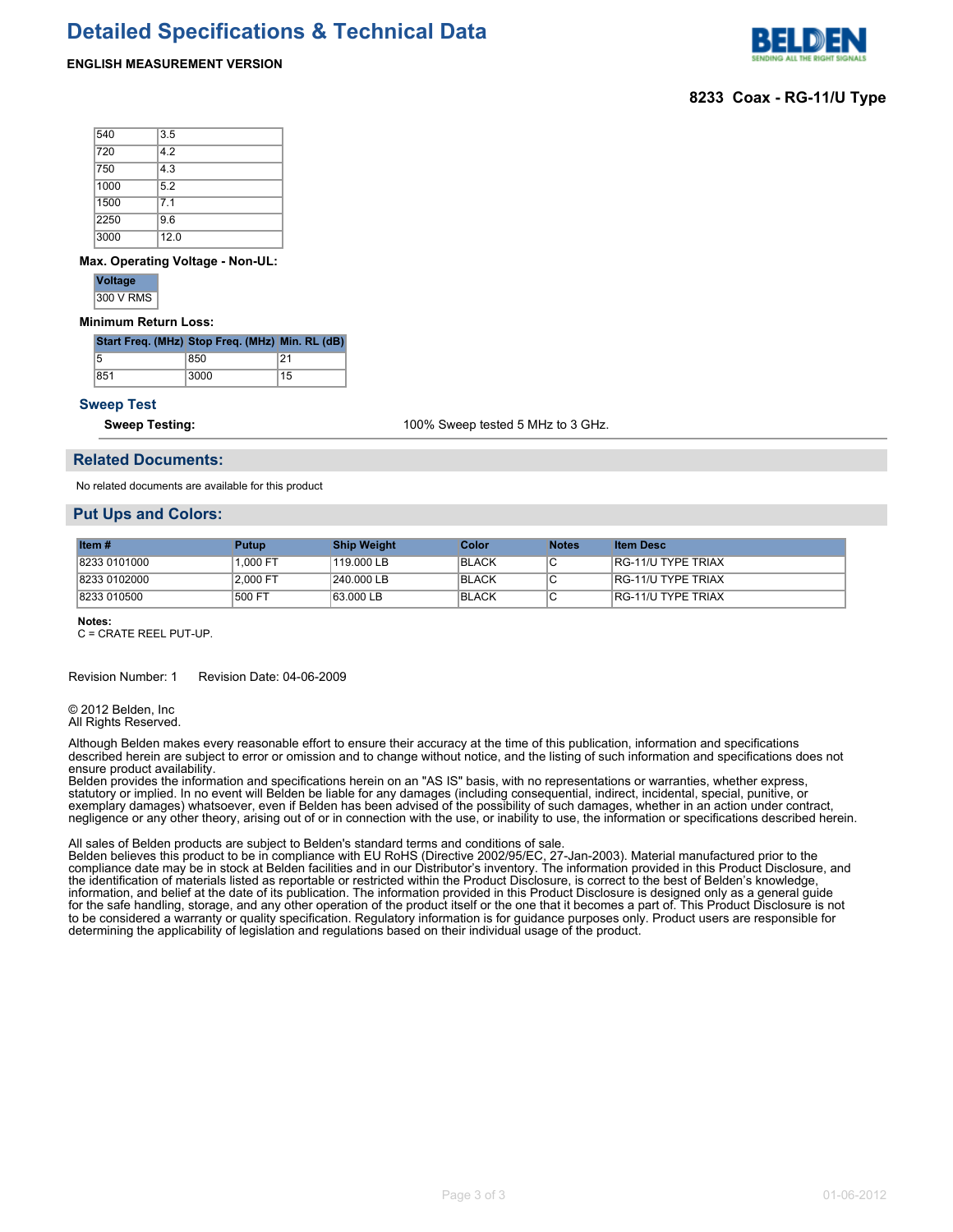| | |
|---|---|
| 540 | 3.5 |
| 720 | 4.2 |
| 750 | 4.3 |
| 1000 | 5.2 |
| 1500 | 7.1 |
| 2250 | 9.6 |
| 3000 | 12.0 |

**Max. Operating Voltage - Non-UL:**

| Voltage |
|---|
| 300 V RMS |

**Minimum Return Loss:**

| Start Freq. (MHz) | Stop Freq. (MHz) | Min. RL (dB) |
|---|---|---|
| 5 | 850 | 21 |
| 851 | 3000 | 15 |

### Sweep Test

**Sweep Testing:** 100% Sweep tested 5 MHz to 3 GHz.

## Related Documents:

No related documents are available for this product

## Put Ups and Colors:

| Item # | Putup | Ship Weight | Color | Notes | Item Desc |
|---|---|---|---|---|---|
| 8233 0101000 | 1,000 FT | 119.000 LB | BLACK | C | RG-11/U TYPE TRIAX |
| 8233 0102000 | 2,000 FT | 240.000 LB | BLACK | C | RG-11/U TYPE TRIAX |
| 8233 010500 | 500 FT | 63.000 LB | BLACK | C | RG-11/U TYPE TRIAX |

**Notes:**
C = CRATE REEL PUT-UP.

Revision Number: 1 Revision Date: 04-06-2009

© 2012 Belden, Inc
All Rights Reserved.

Although Belden makes every reasonable effort to ensure their accuracy at the time of this publication, information and specifications described herein are subject to error or omission and to change without notice, and the listing of such information and specifications does not ensure product availability.
Belden provides the information and specifications herein on an "AS IS" basis, with no representations or warranties, whether express, statutory or implied. In no event will Belden be liable for any damages (including consequential, indirect, incidental, special, punitive, or exemplary damages) whatsoever, even if Belden has been advised of the possibility of such damages, whether in an action under contract, negligence or any other theory, arising out of or in connection with the use, or inability to use, the information or specifications described herein.

All sales of Belden products are subject to Belden's standard terms and conditions of sale.
Belden believes this product to be in compliance with EU RoHS (Directive 2002/95/EC, 27-Jan-2003). Material manufactured prior to the compliance date may be in stock at Belden facilities and in our Distributor's inventory. The information provided in this Product Disclosure, and the identification of materials listed as reportable or restricted within the Product Disclosure, is correct to the best of Belden's knowledge, information, and belief at the date of its publication. The information provided in this Product Disclosure is designed only as a general guide for the safe handling, storage, and any other operation of the product itself or the one that it becomes a part of. This Product Disclosure is not to be considered a warranty or quality specification. Regulatory information is for guidance purposes only. Product users are responsible for determining the applicability of legislation and regulations based on their individual usage of the product.